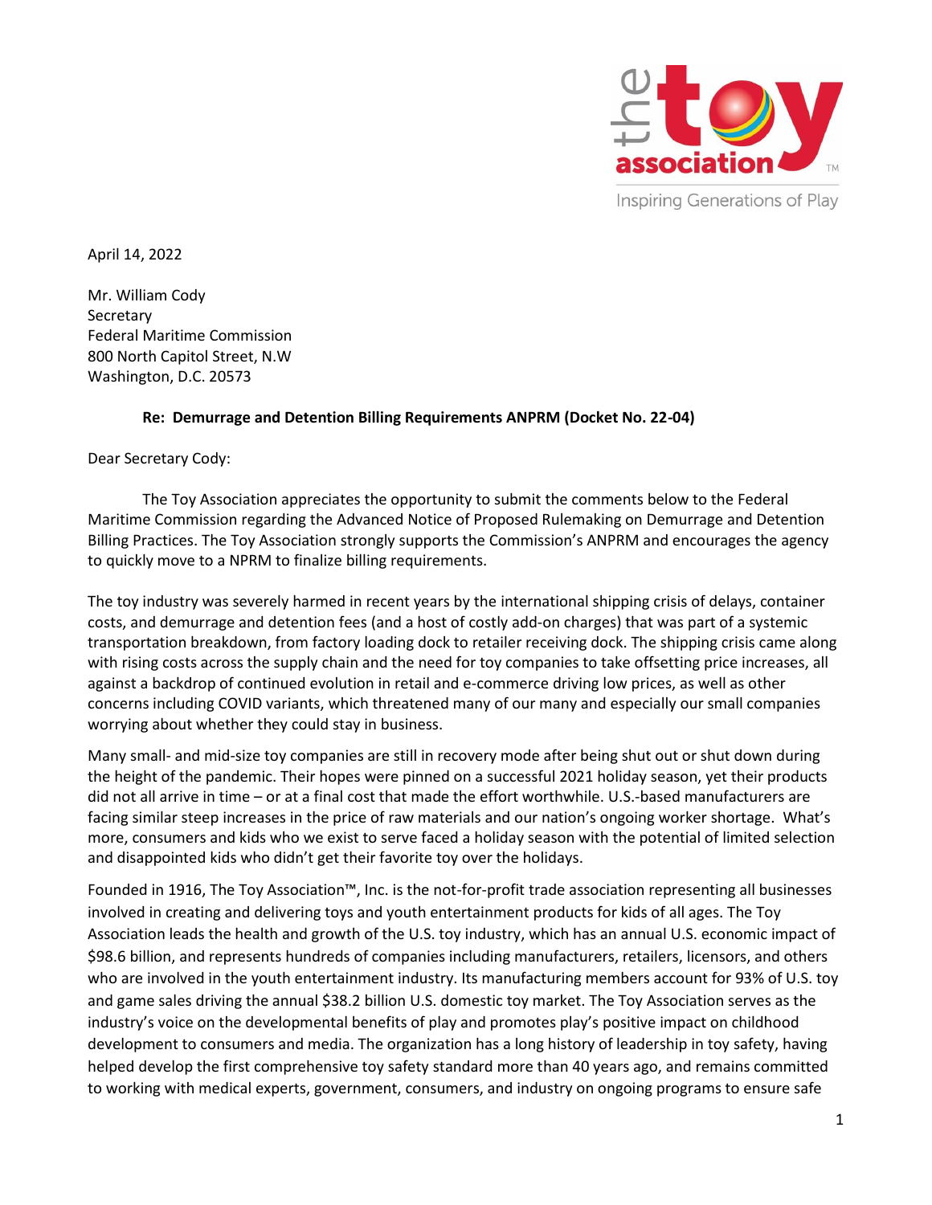April 14, 2022

Mr. William Cody
Secretary
Federal Maritime Commission
800 North Capitol Street, N.W
Washington, D.C. 20573

**Re: Demurrage and Detention Billing Requirements ANPRM (Docket No. 22-04)**

Dear Secretary Cody:

The Toy Association appreciates the opportunity to submit the comments below to the Federal Maritime Commission regarding the Advanced Notice of Proposed Rulemaking on Demurrage and Detention Billing Practices. The Toy Association strongly supports the Commission's ANPRM and encourages the agency to quickly move to a NPRM to finalize billing requirements.

The toy industry was severely harmed in recent years by the international shipping crisis of delays, container costs, and demurrage and detention fees (and a host of costly add-on charges) that was part of a systemic transportation breakdown, from factory loading dock to retailer receiving dock. The shipping crisis came along with rising costs across the supply chain and the need for toy companies to take offsetting price increases, all against a backdrop of continued evolution in retail and e-commerce driving low prices, as well as other concerns including COVID variants, which threatened many of our many and especially our small companies worrying about whether they could stay in business.

Many small- and mid-size toy companies are still in recovery mode after being shut out or shut down during the height of the pandemic. Their hopes were pinned on a successful 2021 holiday season, yet their products did not all arrive in time – or at a final cost that made the effort worthwhile. U.S.-based manufacturers are facing similar steep increases in the price of raw materials and our nation's ongoing worker shortage. What's more, consumers and kids who we exist to serve faced a holiday season with the potential of limited selection and disappointed kids who didn't get their favorite toy over the holidays.

Founded in 1916, The Toy Association™, Inc. is the not-for-profit trade association representing all businesses involved in creating and delivering toys and youth entertainment products for kids of all ages. The Toy Association leads the health and growth of the U.S. toy industry, which has an annual U.S. economic impact of $98.6 billion, and represents hundreds of companies including manufacturers, retailers, licensors, and others who are involved in the youth entertainment industry. Its manufacturing members account for 93% of U.S. toy and game sales driving the annual $38.2 billion U.S. domestic toy market. The Toy Association serves as the industry's voice on the developmental benefits of play and promotes play's positive impact on childhood development to consumers and media. The organization has a long history of leadership in toy safety, having helped develop the first comprehensive toy safety standard more than 40 years ago, and remains committed to working with medical experts, government, consumers, and industry on ongoing programs to ensure safe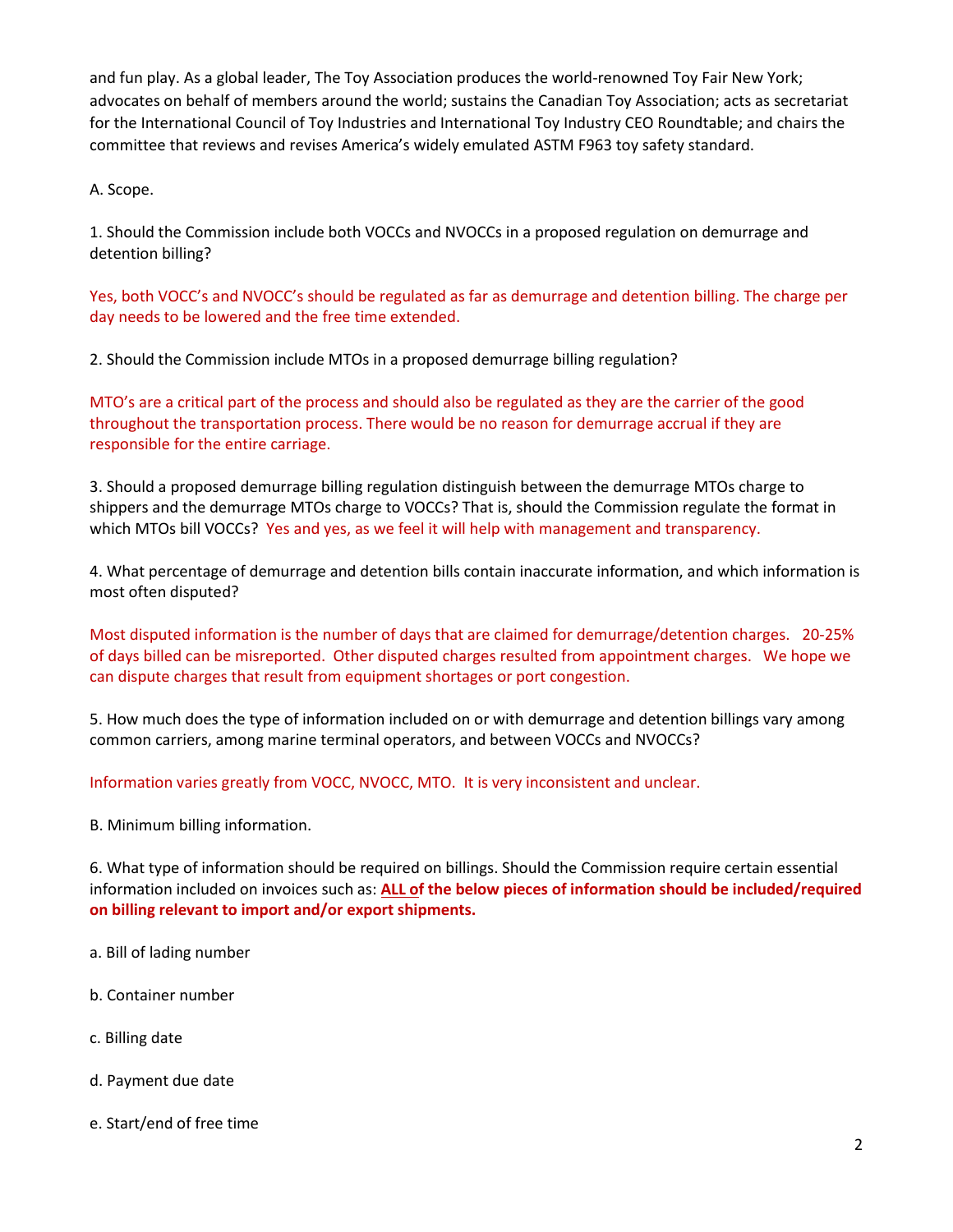and fun play. As a global leader, The Toy Association produces the world-renowned Toy Fair New York; advocates on behalf of members around the world; sustains the Canadian Toy Association; acts as secretariat for the International Council of Toy Industries and International Toy Industry CEO Roundtable; and chairs the committee that reviews and revises America's widely emulated ASTM F963 toy safety standard.

A. Scope.

1. Should the Commission include both VOCCs and NVOCCs in a proposed regulation on demurrage and detention billing?

Yes, both VOCC's and NVOCC's should be regulated as far as demurrage and detention billing. The charge per day needs to be lowered and the free time extended.

2. Should the Commission include MTOs in a proposed demurrage billing regulation?

MTO's are a critical part of the process and should also be regulated as they are the carrier of the good throughout the transportation process. There would be no reason for demurrage accrual if they are responsible for the entire carriage.

3. Should a proposed demurrage billing regulation distinguish between the demurrage MTOs charge to shippers and the demurrage MTOs charge to VOCCs? That is, should the Commission regulate the format in which MTOs bill VOCCs? Yes and yes, as we feel it will help with management and transparency.

4. What percentage of demurrage and detention bills contain inaccurate information, and which information is most often disputed?

Most disputed information is the number of days that are claimed for demurrage/detention charges. 20-25% of days billed can be misreported. Other disputed charges resulted from appointment charges. We hope we can dispute charges that result from equipment shortages or port congestion.

5. How much does the type of information included on or with demurrage and detention billings vary among common carriers, among marine terminal operators, and between VOCCs and NVOCCs?

Information varies greatly from VOCC, NVOCC, MTO. It is very inconsistent and unclear.

B. Minimum billing information.

6. What type of information should be required on billings. Should the Commission require certain essential information included on invoices such as: **<u>ALL of</u> the below pieces of information should be included/required on billing relevant to import and/or export shipments.**

a. Bill of lading number

b. Container number

c. Billing date

d. Payment due date

e. Start/end of free time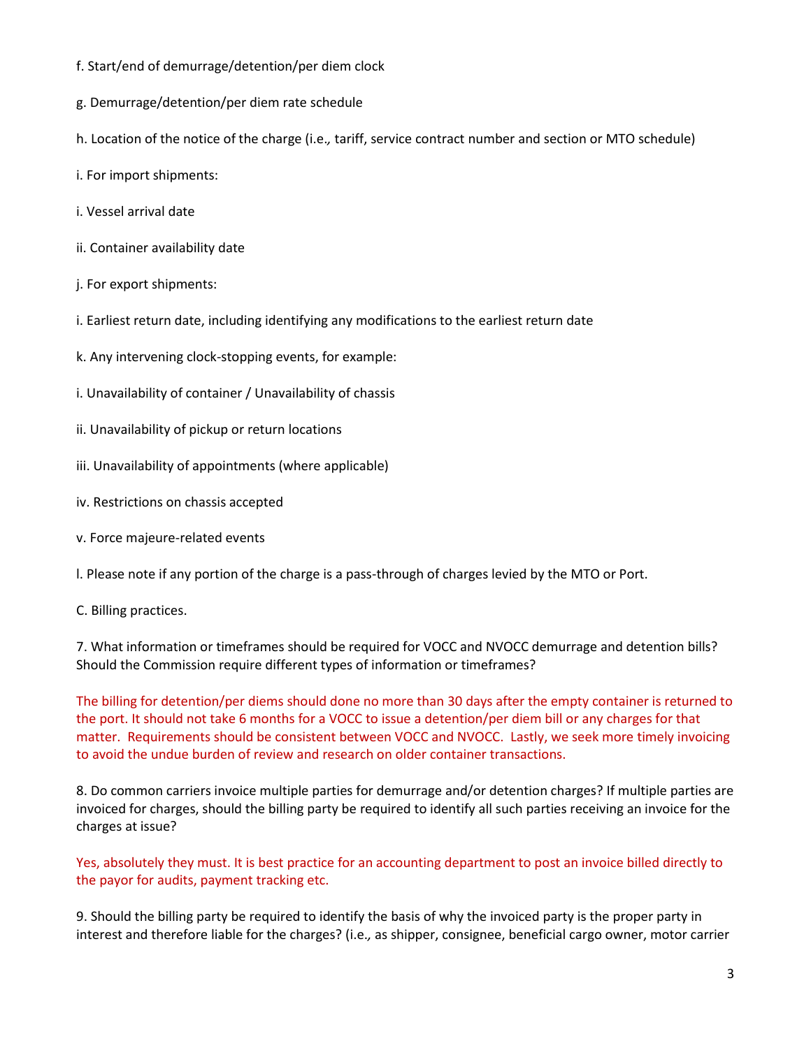f. Start/end of demurrage/detention/per diem clock

g. Demurrage/detention/per diem rate schedule

h. Location of the notice of the charge (i.e., tariff, service contract number and section or MTO schedule)

i. For import shipments:

i. Vessel arrival date

ii. Container availability date

j. For export shipments:

i. Earliest return date, including identifying any modifications to the earliest return date

k. Any intervening clock-stopping events, for example:

i. Unavailability of container / Unavailability of chassis

ii. Unavailability of pickup or return locations

iii. Unavailability of appointments (where applicable)

iv. Restrictions on chassis accepted

v. Force majeure-related events

l. Please note if any portion of the charge is a pass-through of charges levied by the MTO or Port.

C. Billing practices.

7. What information or timeframes should be required for VOCC and NVOCC demurrage and detention bills? Should the Commission require different types of information or timeframes?

The billing for detention/per diems should done no more than 30 days after the empty container is returned to the port. It should not take 6 months for a VOCC to issue a detention/per diem bill or any charges for that matter. Requirements should be consistent between VOCC and NVOCC. Lastly, we seek more timely invoicing to avoid the undue burden of review and research on older container transactions.

8. Do common carriers invoice multiple parties for demurrage and/or detention charges? If multiple parties are invoiced for charges, should the billing party be required to identify all such parties receiving an invoice for the charges at issue?

Yes, absolutely they must. It is best practice for an accounting department to post an invoice billed directly to the payor for audits, payment tracking etc.

9. Should the billing party be required to identify the basis of why the invoiced party is the proper party in interest and therefore liable for the charges? (i.e., as shipper, consignee, beneficial cargo owner, motor carrier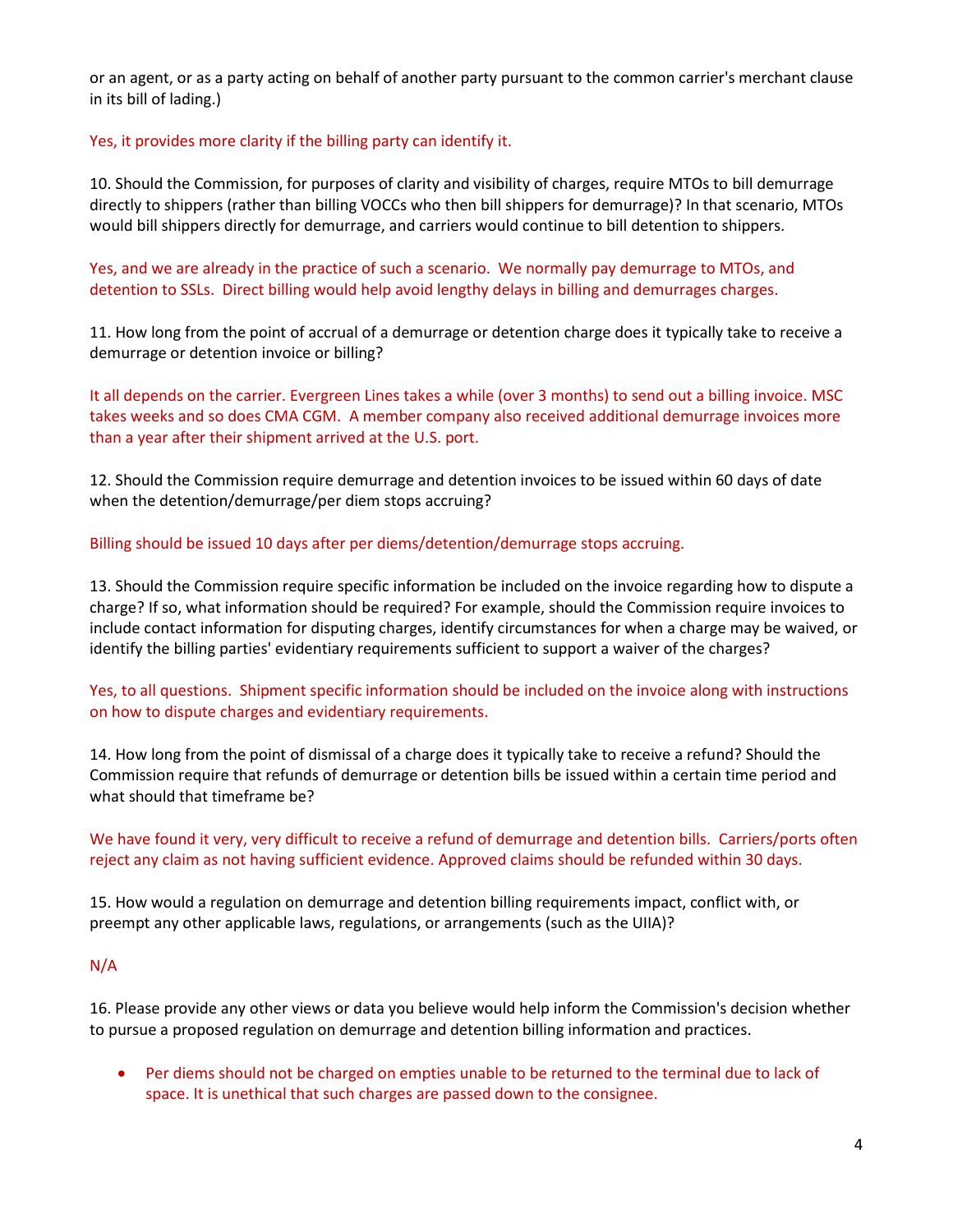or an agent, or as a party acting on behalf of another party pursuant to the common carrier's merchant clause in its bill of lading.)

Yes, it provides more clarity if the billing party can identify it.

10. Should the Commission, for purposes of clarity and visibility of charges, require MTOs to bill demurrage directly to shippers (rather than billing VOCCs who then bill shippers for demurrage)? In that scenario, MTOs would bill shippers directly for demurrage, and carriers would continue to bill detention to shippers.

Yes, and we are already in the practice of such a scenario. We normally pay demurrage to MTOs, and detention to SSLs. Direct billing would help avoid lengthy delays in billing and demurrages charges.

11. How long from the point of accrual of a demurrage or detention charge does it typically take to receive a demurrage or detention invoice or billing?

It all depends on the carrier. Evergreen Lines takes a while (over 3 months) to send out a billing invoice. MSC takes weeks and so does CMA CGM. A member company also received additional demurrage invoices more than a year after their shipment arrived at the U.S. port.

12. Should the Commission require demurrage and detention invoices to be issued within 60 days of date when the detention/demurrage/per diem stops accruing?

Billing should be issued 10 days after per diems/detention/demurrage stops accruing.

13. Should the Commission require specific information be included on the invoice regarding how to dispute a charge? If so, what information should be required? For example, should the Commission require invoices to include contact information for disputing charges, identify circumstances for when a charge may be waived, or identify the billing parties' evidentiary requirements sufficient to support a waiver of the charges?

Yes, to all questions. Shipment specific information should be included on the invoice along with instructions on how to dispute charges and evidentiary requirements.

14. How long from the point of dismissal of a charge does it typically take to receive a refund? Should the Commission require that refunds of demurrage or detention bills be issued within a certain time period and what should that timeframe be?

We have found it very, very difficult to receive a refund of demurrage and detention bills. Carriers/ports often reject any claim as not having sufficient evidence. Approved claims should be refunded within 30 days.

15. How would a regulation on demurrage and detention billing requirements impact, conflict with, or preempt any other applicable laws, regulations, or arrangements (such as the UIIA)?

N/A

16. Please provide any other views or data you believe would help inform the Commission's decision whether to pursue a proposed regulation on demurrage and detention billing information and practices.

- Per diems should not be charged on empties unable to be returned to the terminal due to lack of space. It is unethical that such charges are passed down to the consignee.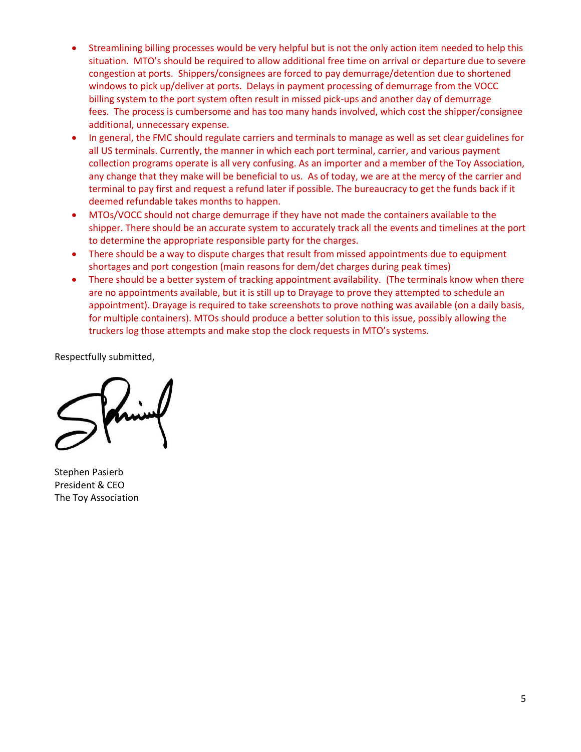- Streamlining billing processes would be very helpful but is not the only action item needed to help this situation. MTO's should be required to allow additional free time on arrival or departure due to severe congestion at ports. Shippers/consignees are forced to pay demurrage/detention due to shortened windows to pick up/deliver at ports. Delays in payment processing of demurrage from the VOCC billing system to the port system often result in missed pick-ups and another day of demurrage fees. The process is cumbersome and has too many hands involved, which cost the shipper/consignee additional, unnecessary expense.
- In general, the FMC should regulate carriers and terminals to manage as well as set clear guidelines for all US terminals. Currently, the manner in which each port terminal, carrier, and various payment collection programs operate is all very confusing. As an importer and a member of the Toy Association, any change that they make will be beneficial to us. As of today, we are at the mercy of the carrier and terminal to pay first and request a refund later if possible. The bureaucracy to get the funds back if it deemed refundable takes months to happen.
- MTOs/VOCC should not charge demurrage if they have not made the containers available to the shipper. There should be an accurate system to accurately track all the events and timelines at the port to determine the appropriate responsible party for the charges.
- There should be a way to dispute charges that result from missed appointments due to equipment shortages and port congestion (main reasons for dem/det charges during peak times)
- There should be a better system of tracking appointment availability. (The terminals know when there are no appointments available, but it is still up to Drayage to prove they attempted to schedule an appointment). Drayage is required to take screenshots to prove nothing was available (on a daily basis, for multiple containers). MTOs should produce a better solution to this issue, possibly allowing the truckers log those attempts and make stop the clock requests in MTO's systems.

Respectfully submitted,

Stephen Pasierb
President & CEO
The Toy Association